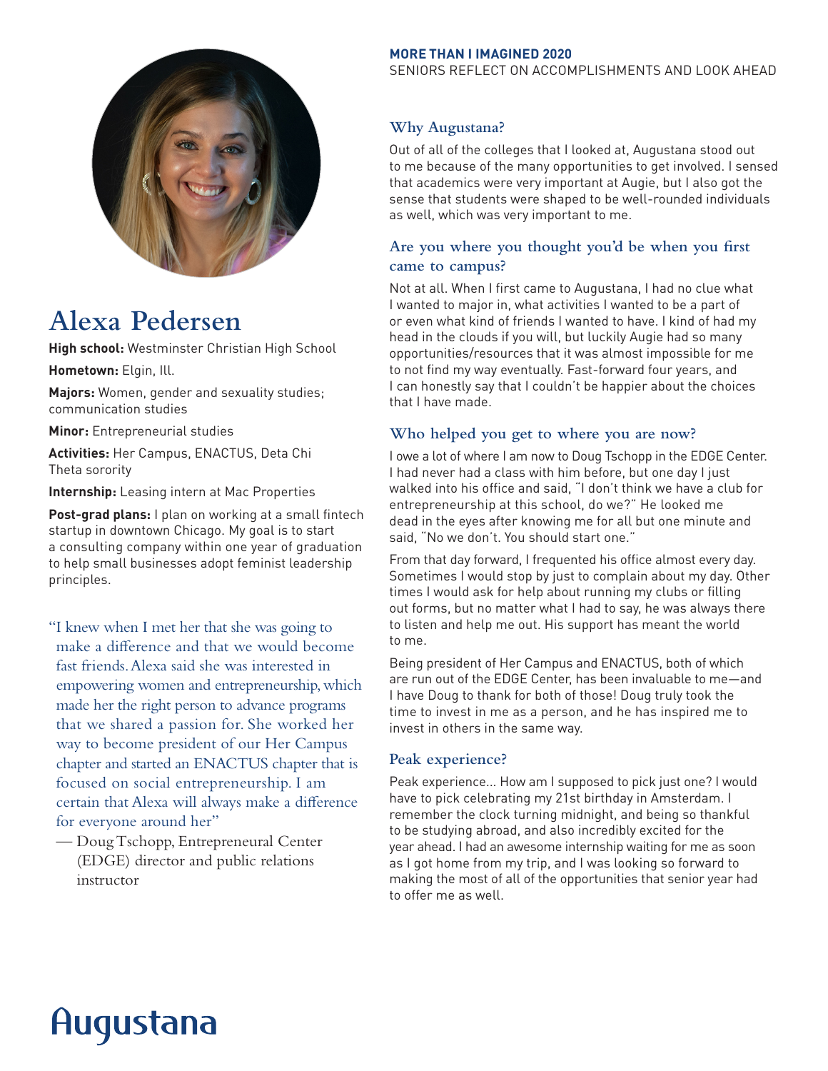**MORE THAN I IMAGINED 2020**
SENIORS REFLECT ON ACCOMPLISHMENTS AND LOOK AHEAD

# Alexa Pedersen

**High school:** Westminster Christian High School

**Hometown:** Elgin, Ill.

**Majors:** Women, gender and sexuality studies; communication studies

**Minor:** Entrepreneurial studies

**Activities:** Her Campus, ENACTUS, Deta Chi Theta sorority

**Internship:** Leasing intern at Mac Properties

**Post-grad plans:** I plan on working at a small fintech startup in downtown Chicago. My goal is to start a consulting company within one year of graduation to help small businesses adopt feminist leadership principles.

"I knew when I met her that she was going to make a difference and that we would become fast friends. Alexa said she was interested in empowering women and entrepreneurship, which made her the right person to advance programs that we shared a passion for. She worked her way to become president of our Her Campus chapter and started an ENACTUS chapter that is focused on social entrepreneurship. I am certain that Alexa will always make a difference for everyone around her"

— Doug Tschopp, Entrepreneural Center (EDGE) director and public relations instructor

## Why Augustana?

Out of all of the colleges that I looked at, Augustana stood out to me because of the many opportunities to get involved. I sensed that academics were very important at Augie, but I also got the sense that students were shaped to be well-rounded individuals as well, which was very important to me.

## Are you where you thought you'd be when you first came to campus?

Not at all. When I first came to Augustana, I had no clue what I wanted to major in, what activities I wanted to be a part of or even what kind of friends I wanted to have. I kind of had my head in the clouds if you will, but luckily Augie had so many opportunities/resources that it was almost impossible for me to not find my way eventually. Fast-forward four years, and I can honestly say that I couldn't be happier about the choices that I have made.

## Who helped you get to where you are now?

I owe a lot of where I am now to Doug Tschopp in the EDGE Center. I had never had a class with him before, but one day I just walked into his office and said, "I don't think we have a club for entrepreneurship at this school, do we?" He looked me dead in the eyes after knowing me for all but one minute and said, "No we don't. You should start one."

From that day forward, I frequented his office almost every day. Sometimes I would stop by just to complain about my day. Other times I would ask for help about running my clubs or filling out forms, but no matter what I had to say, he was always there to listen and help me out. His support has meant the world to me.

Being president of Her Campus and ENACTUS, both of which are run out of the EDGE Center, has been invaluable to me—and I have Doug to thank for both of those! Doug truly took the time to invest in me as a person, and he has inspired me to invest in others in the same way.

## Peak experience?

Peak experience... How am I supposed to pick just one? I would have to pick celebrating my 21st birthday in Amsterdam. I remember the clock turning midnight, and being so thankful to be studying abroad, and also incredibly excited for the year ahead. I had an awesome internship waiting for me as soon as I got home from my trip, and I was looking so forward to making the most of all of the opportunities that senior year had to offer me as well.

Augustana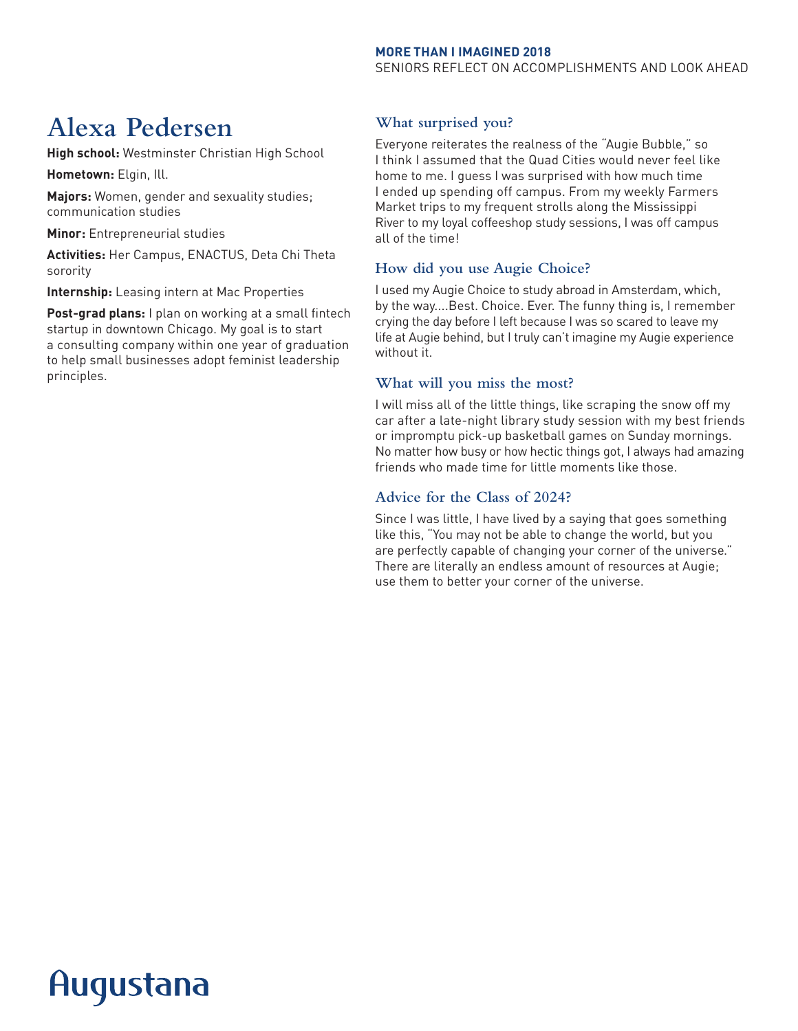# Alexa Pedersen

**High school:** Westminster Christian High School

**Hometown:** Elgin, Ill.

**Majors:** Women, gender and sexuality studies; communication studies

**Minor:** Entrepreneurial studies

**Activities:** Her Campus, ENACTUS, Deta Chi Theta sorority

**Internship:** Leasing intern at Mac Properties

**Post-grad plans:** I plan on working at a small fintech startup in downtown Chicago. My goal is to start a consulting company within one year of graduation to help small businesses adopt feminist leadership principles.

## What surprised you?

Everyone reiterates the realness of the "Augie Bubble," so I think I assumed that the Quad Cities would never feel like home to me. I guess I was surprised with how much time I ended up spending off campus. From my weekly Farmers Market trips to my frequent strolls along the Mississippi River to my loyal coffeeshop study sessions, I was off campus all of the time!

## How did you use Augie Choice?

I used my Augie Choice to study abroad in Amsterdam, which, by the way....Best. Choice. Ever. The funny thing is, I remember crying the day before I left because I was so scared to leave my life at Augie behind, but I truly can't imagine my Augie experience without it.

## What will you miss the most?

I will miss all of the little things, like scraping the snow off my car after a late-night library study session with my best friends or impromptu pick-up basketball games on Sunday mornings. No matter how busy or how hectic things got, I always had amazing friends who made time for little moments like those.

## Advice for the Class of 2024?

Since I was little, I have lived by a saying that goes something like this, "You may not be able to change the world, but you are perfectly capable of changing your corner of the universe." There are literally an endless amount of resources at Augie; use them to better your corner of the universe.